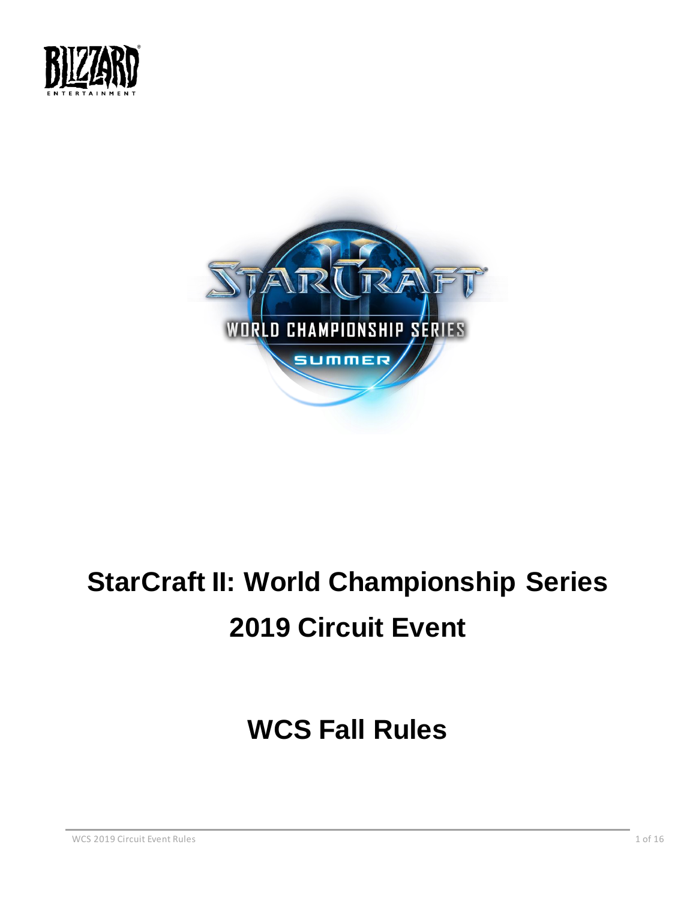# StarCraft II: World Championship Series

# 2019 Circuit Event

## WCS Fall Rules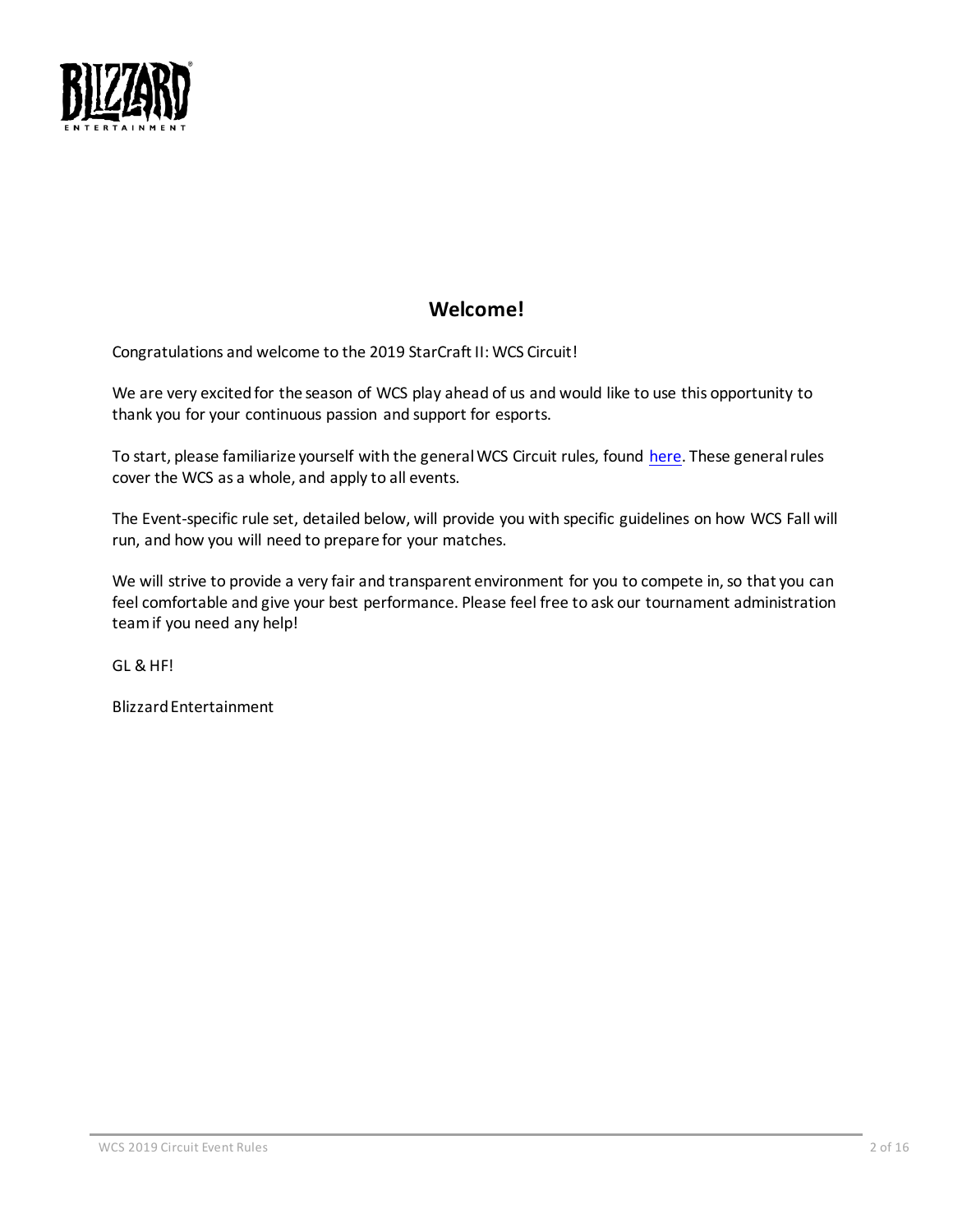## Welcome!

Congratulations and welcome to the 2019 StarCraft II: WCS Circuit!

We are very excited for the season of WCS play ahead of us and would like to use this opportunity to thank you for your continuous passion and support for esports.

To start, please familiarize yourself with the general WCS Circuit rules, found here. These general rules cover the WCS as a whole, and apply to all events.

The Event-specific rule set, detailed below, will provide you with specific guidelines on how WCS Fall will run, and how you will need to prepare for your matches.

We will strive to provide a very fair and transparent environment for you to compete in, so that you can feel comfortable and give your best performance. Please feel free to ask our tournament administration team if you need any help!

GL & HF!

Blizzard Entertainment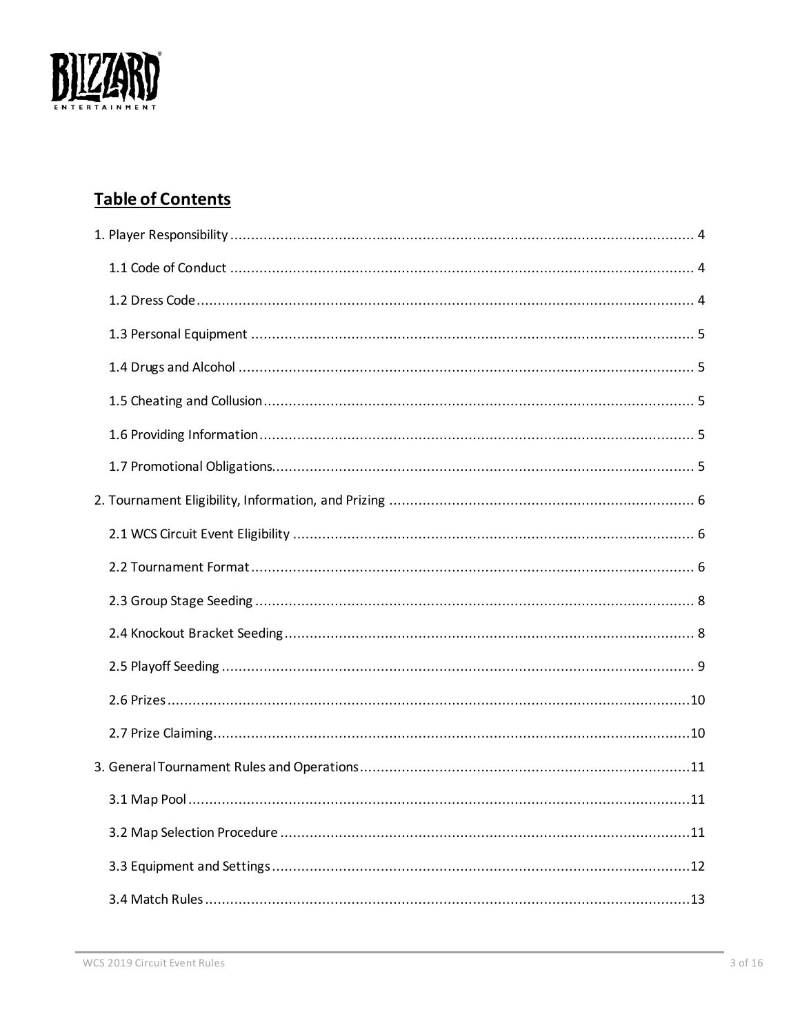## Table of Contents

1. Player Responsibility ............................................................ 4
   - 1.1 Code of Conduct ............................................................ 4
   - 1.2 Dress Code ............................................................ 4
   - 1.3 Personal Equipment ............................................................ 5
   - 1.4 Drugs and Alcohol ............................................................ 5
   - 1.5 Cheating and Collusion ............................................................ 5
   - 1.6 Providing Information ............................................................ 5
   - 1.7 Promotional Obligations ............................................................ 5
2. Tournament Eligibility, Information, and Prizing ............................................................ 6
   - 2.1 WCS Circuit Event Eligibility ............................................................ 6
   - 2.2 Tournament Format ............................................................ 6
   - 2.3 Group Stage Seeding ............................................................ 8
   - 2.4 Knockout Bracket Seeding ............................................................ 8
   - 2.5 Playoff Seeding ............................................................ 9
   - 2.6 Prizes ............................................................ 10
   - 2.7 Prize Claiming ............................................................ 10
3. General Tournament Rules and Operations ............................................................ 11
   - 3.1 Map Pool ............................................................ 11
   - 3.2 Map Selection Procedure ............................................................ 11
   - 3.3 Equipment and Settings ............................................................ 12
   - 3.4 Match Rules ............................................................ 13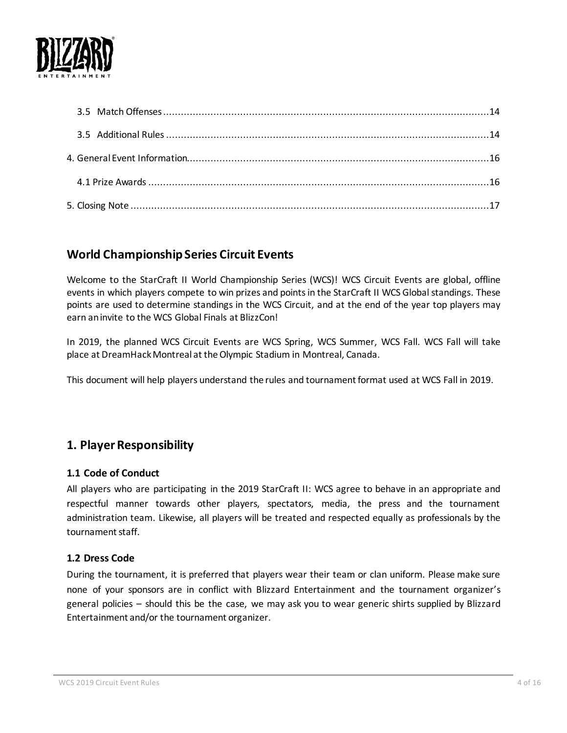3.5 Match Offenses ....................................................................................................14

3.5 Additional Rules ....................................................................................................14

4. General Event Information....................................................................................................16

4.1 Prize Awards ....................................................................................................16

5. Closing Note ....................................................................................................17

## World Championship Series Circuit Events

Welcome to the StarCraft II World Championship Series (WCS)! WCS Circuit Events are global, offline events in which players compete to win prizes and points in the StarCraft II WCS Global standings. These points are used to determine standings in the WCS Circuit, and at the end of the year top players may earn an invite to the WCS Global Finals at BlizzCon!

In 2019, the planned WCS Circuit Events are WCS Spring, WCS Summer, WCS Fall. WCS Fall will take place at DreamHack Montreal at the Olympic Stadium in Montreal, Canada.

This document will help players understand the rules and tournament format used at WCS Fall in 2019.

## 1. Player Responsibility

### 1.1 Code of Conduct

All players who are participating in the 2019 StarCraft II: WCS agree to behave in an appropriate and respectful manner towards other players, spectators, media, the press and the tournament administration team. Likewise, all players will be treated and respected equally as professionals by the tournament staff.

### 1.2 Dress Code

During the tournament, it is preferred that players wear their team or clan uniform. Please make sure none of your sponsors are in conflict with Blizzard Entertainment and the tournament organizer's general policies – should this be the case, we may ask you to wear generic shirts supplied by Blizzard Entertainment and/or the tournament organizer.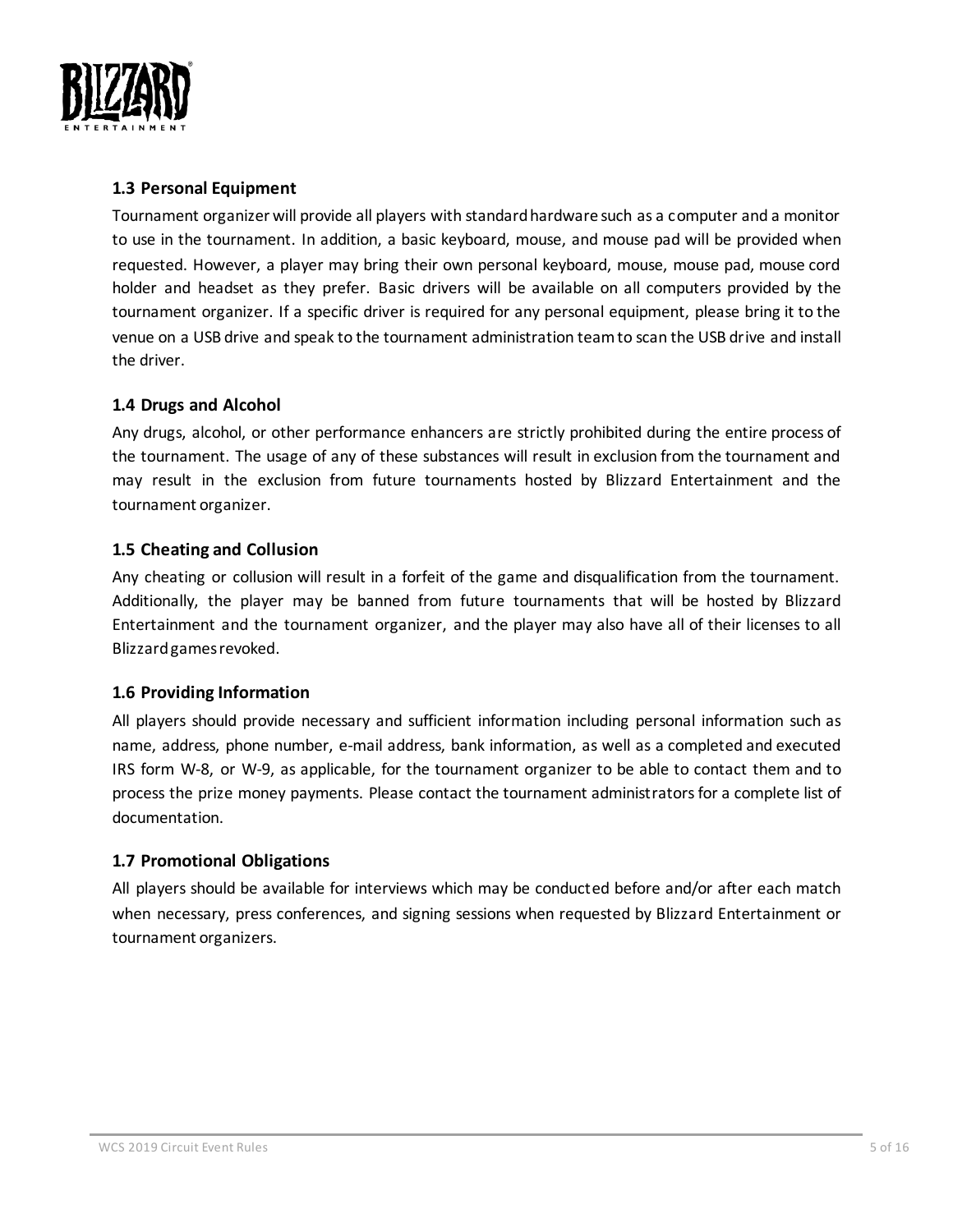### 1.3 Personal Equipment

Tournament organizer will provide all players with standard hardware such as a computer and a monitor to use in the tournament. In addition, a basic keyboard, mouse, and mouse pad will be provided when requested. However, a player may bring their own personal keyboard, mouse, mouse pad, mouse cord holder and headset as they prefer. Basic drivers will be available on all computers provided by the tournament organizer. If a specific driver is required for any personal equipment, please bring it to the venue on a USB drive and speak to the tournament administration team to scan the USB drive and install the driver.

### 1.4 Drugs and Alcohol

Any drugs, alcohol, or other performance enhancers are strictly prohibited during the entire process of the tournament. The usage of any of these substances will result in exclusion from the tournament and may result in the exclusion from future tournaments hosted by Blizzard Entertainment and the tournament organizer.

### 1.5 Cheating and Collusion

Any cheating or collusion will result in a forfeit of the game and disqualification from the tournament. Additionally, the player may be banned from future tournaments that will be hosted by Blizzard Entertainment and the tournament organizer, and the player may also have all of their licenses to all Blizzard games revoked.

### 1.6 Providing Information

All players should provide necessary and sufficient information including personal information such as name, address, phone number, e-mail address, bank information, as well as a completed and executed IRS form W-8, or W-9, as applicable, for the tournament organizer to be able to contact them and to process the prize money payments. Please contact the tournament administrators for a complete list of documentation.

### 1.7 Promotional Obligations

All players should be available for interviews which may be conducted before and/or after each match when necessary, press conferences, and signing sessions when requested by Blizzard Entertainment or tournament organizers.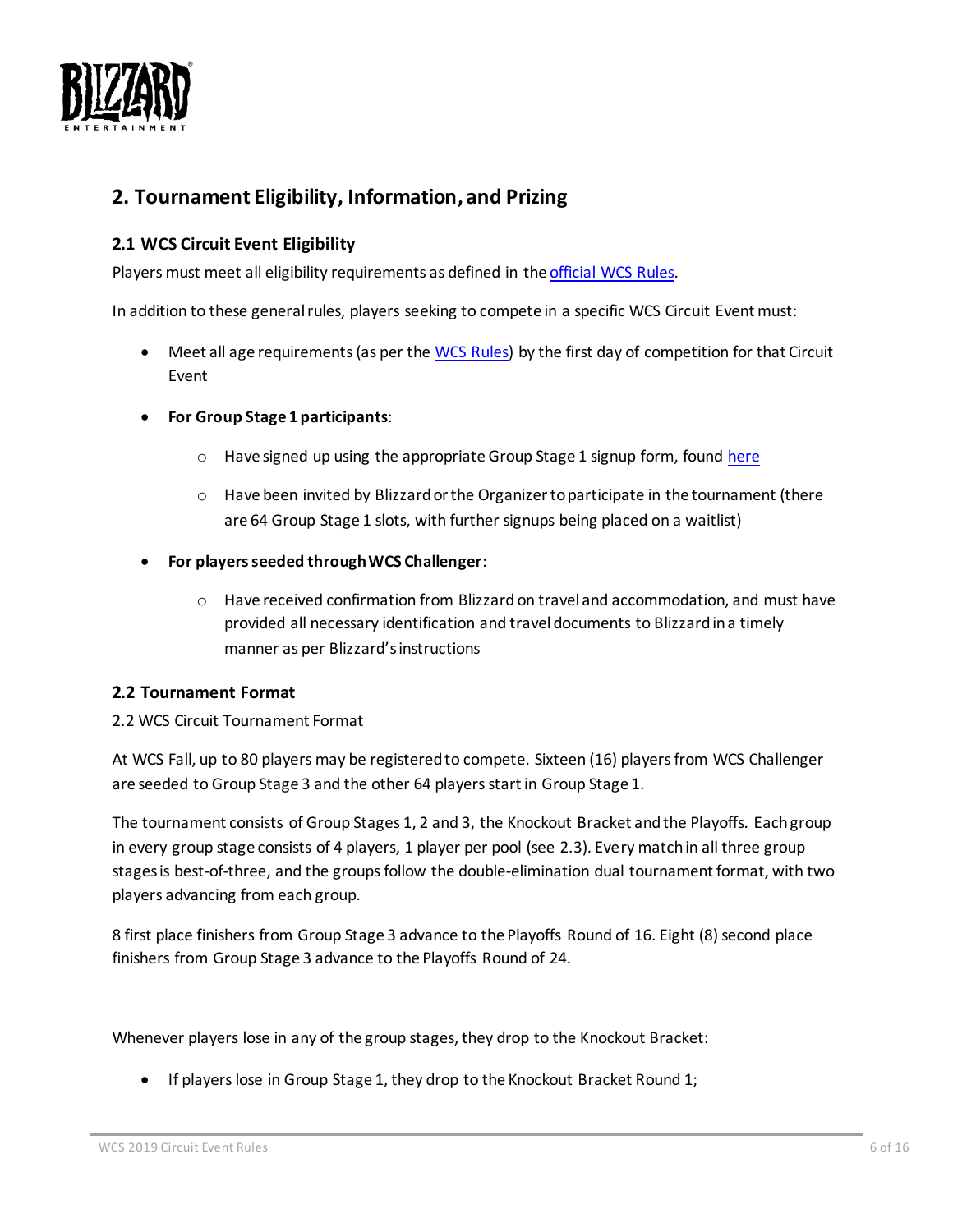## 2. Tournament Eligibility, Information, and Prizing

### 2.1 WCS Circuit Event Eligibility

Players must meet all eligibility requirements as defined in the [official WCS Rules](#).

In addition to these general rules, players seeking to compete in a specific WCS Circuit Event must:

- Meet all age requirements (as per the [WCS Rules](#)) by the first day of competition for that Circuit Event
- **For Group Stage 1 participants**:
  - Have signed up using the appropriate Group Stage 1 signup form, found [here](#)
  - Have been invited by Blizzard or the Organizer to participate in the tournament (there are 64 Group Stage 1 slots, with further signups being placed on a waitlist)
- **For players seeded through WCS Challenger**:
  - Have received confirmation from Blizzard on travel and accommodation, and must have provided all necessary identification and travel documents to Blizzard in a timely manner as per Blizzard's instructions

### 2.2 Tournament Format

2.2 WCS Circuit Tournament Format

At WCS Fall, up to 80 players may be registered to compete. Sixteen (16) players from WCS Challenger are seeded to Group Stage 3 and the other 64 players start in Group Stage 1.

The tournament consists of Group Stages 1, 2 and 3, the Knockout Bracket and the Playoffs. Each group in every group stage consists of 4 players, 1 player per pool (see 2.3). Every match in all three group stages is best-of-three, and the groups follow the double-elimination dual tournament format, with two players advancing from each group.

8 first place finishers from Group Stage 3 advance to the Playoffs Round of 16. Eight (8) second place finishers from Group Stage 3 advance to the Playoffs Round of 24.

Whenever players lose in any of the group stages, they drop to the Knockout Bracket:

- If players lose in Group Stage 1, they drop to the Knockout Bracket Round 1;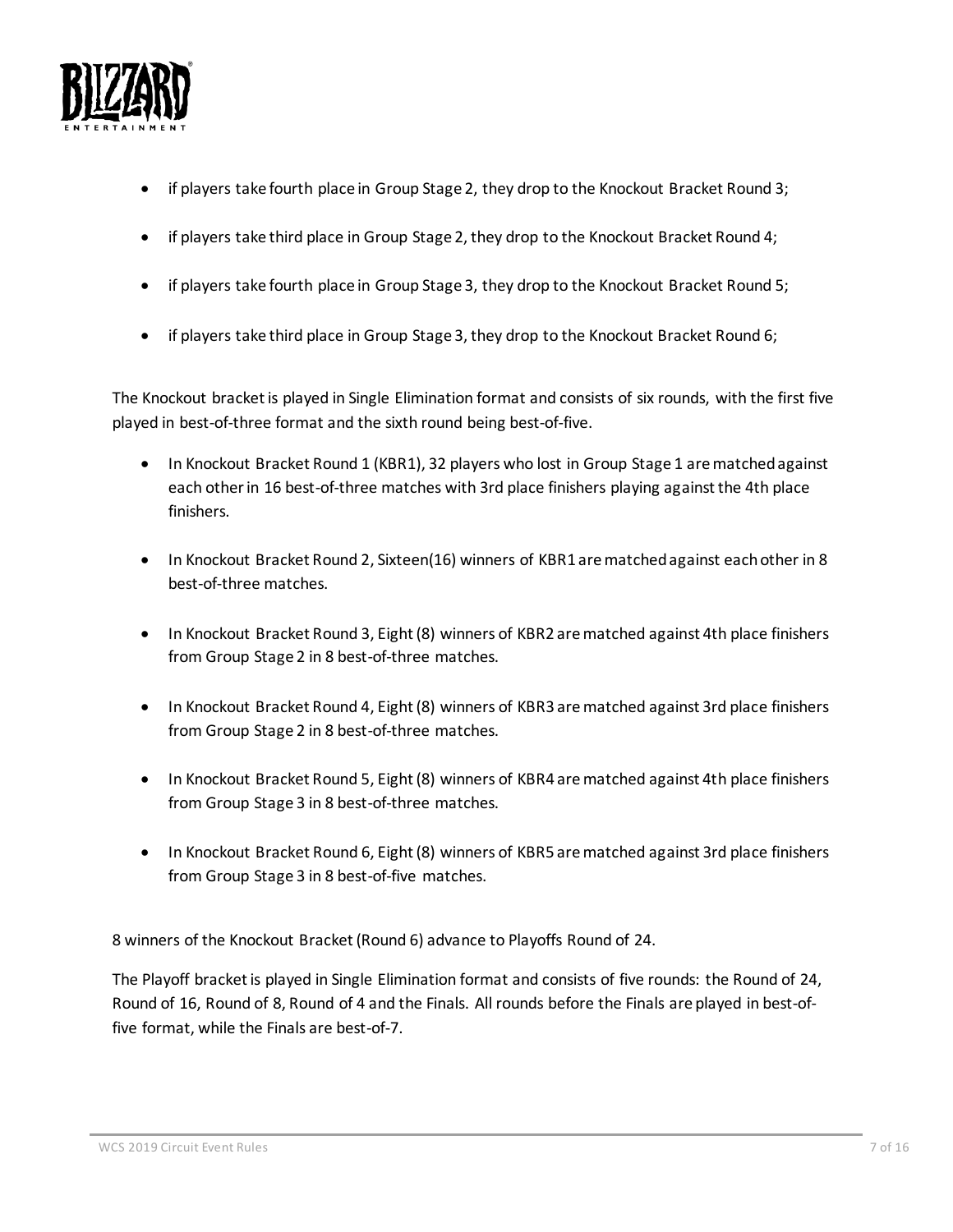- if players take fourth place in Group Stage 2, they drop to the Knockout Bracket Round 3;
- if players take third place in Group Stage 2, they drop to the Knockout Bracket Round 4;
- if players take fourth place in Group Stage 3, they drop to the Knockout Bracket Round 5;
- if players take third place in Group Stage 3, they drop to the Knockout Bracket Round 6;

The Knockout bracket is played in Single Elimination format and consists of six rounds, with the first five played in best-of-three format and the sixth round being best-of-five.

- In Knockout Bracket Round 1 (KBR1), 32 players who lost in Group Stage 1 are matched against each other in 16 best-of-three matches with 3rd place finishers playing against the 4th place finishers.
- In Knockout Bracket Round 2, Sixteen(16) winners of KBR1 are matched against each other in 8 best-of-three matches.
- In Knockout Bracket Round 3, Eight (8) winners of KBR2 are matched against 4th place finishers from Group Stage 2 in 8 best-of-three matches.
- In Knockout Bracket Round 4, Eight (8) winners of KBR3 are matched against 3rd place finishers from Group Stage 2 in 8 best-of-three matches.
- In Knockout Bracket Round 5, Eight (8) winners of KBR4 are matched against 4th place finishers from Group Stage 3 in 8 best-of-three matches.
- In Knockout Bracket Round 6, Eight (8) winners of KBR5 are matched against 3rd place finishers from Group Stage 3 in 8 best-of-five matches.

8 winners of the Knockout Bracket (Round 6) advance to Playoffs Round of 24.

The Playoff bracket is played in Single Elimination format and consists of five rounds: the Round of 24, Round of 16, Round of 8, Round of 4 and the Finals. All rounds before the Finals are played in best-of-five format, while the Finals are best-of-7.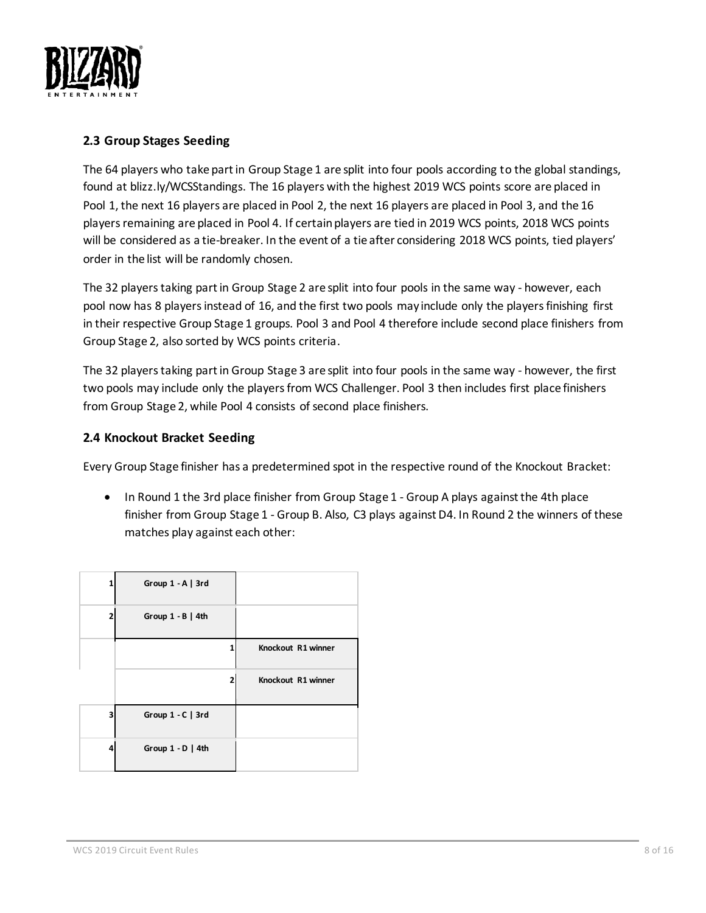## 2.3 Group Stages Seeding

The 64 players who take part in Group Stage 1 are split into four pools according to the global standings, found at blizz.ly/WCSStandings. The 16 players with the highest 2019 WCS points score are placed in Pool 1, the next 16 players are placed in Pool 2, the next 16 players are placed in Pool 3, and the 16 players remaining are placed in Pool 4. If certain players are tied in 2019 WCS points, 2018 WCS points will be considered as a tie-breaker. In the event of a tie after considering 2018 WCS points, tied players' order in the list will be randomly chosen.

The 32 players taking part in Group Stage 2 are split into four pools in the same way - however, each pool now has 8 players instead of 16, and the first two pools may include only the players finishing first in their respective Group Stage 1 groups. Pool 3 and Pool 4 therefore include second place finishers from Group Stage 2, also sorted by WCS points criteria.

The 32 players taking part in Group Stage 3 are split into four pools in the same way - however, the first two pools may include only the players from WCS Challenger. Pool 3 then includes first place finishers from Group Stage 2, while Pool 4 consists of second place finishers.

## 2.4 Knockout Bracket Seeding

Every Group Stage finisher has a predetermined spot in the respective round of the Knockout Bracket:

- In Round 1 the 3rd place finisher from Group Stage 1 - Group A plays against the 4th place finisher from Group Stage 1 - Group B. Also, C3 plays against D4. In Round 2 the winners of these matches play against each other:

| | Round 1 | | Round 2 |
|---|---|---|---|
| 1 | Group 1 - A \| 3rd | | |
| 2 | Group 1 - B \| 4th | | |
| | | 1 | Knockout R1 winner |
| | | 2 | Knockout R1 winner |
| 3 | Group 1 - C \| 3rd | | |
| 4 | Group 1 - D \| 4th | | |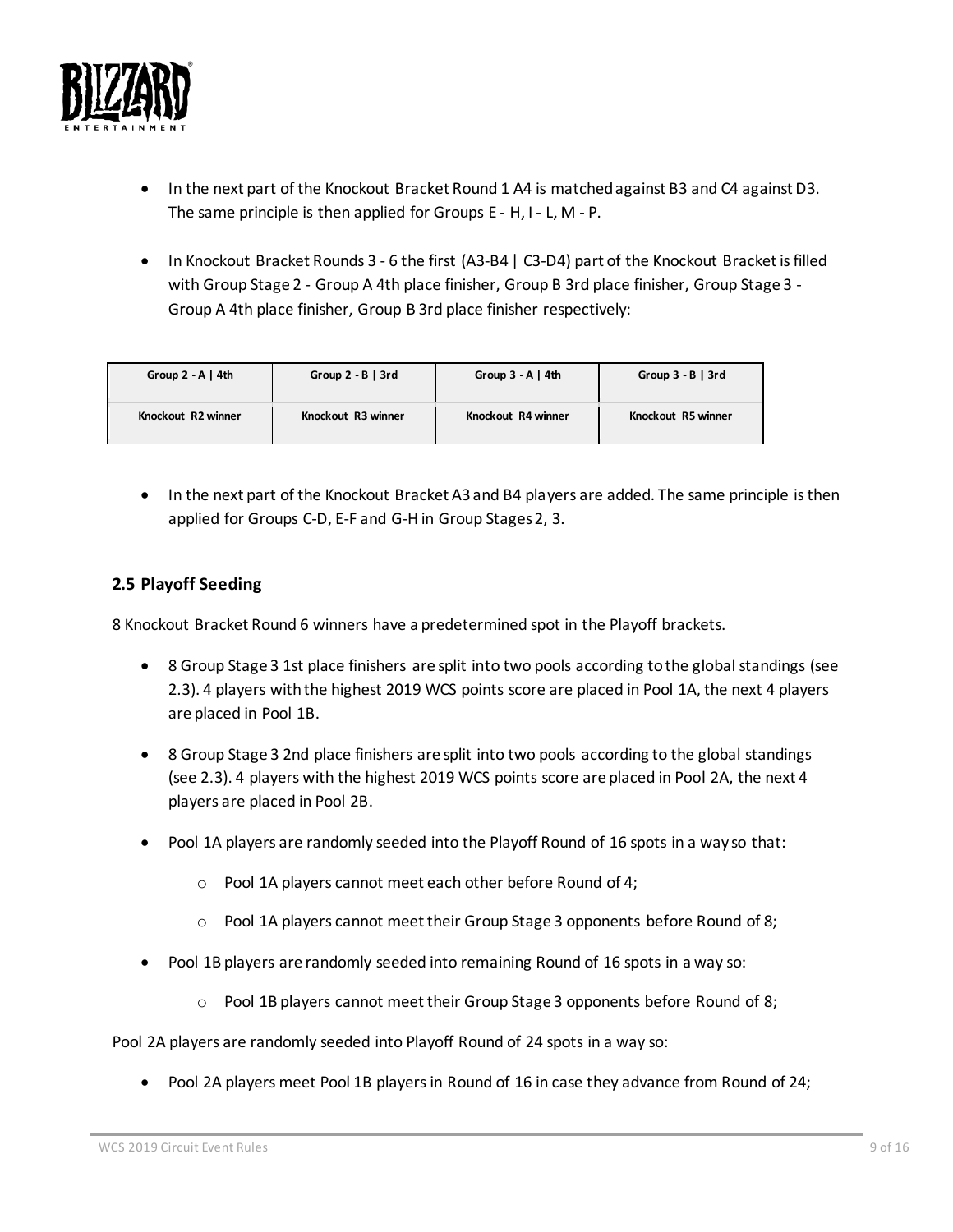- In the next part of the Knockout Bracket Round 1 A4 is matched against B3 and C4 against D3. The same principle is then applied for Groups E - H, I - L, M - P.

- In Knockout Bracket Rounds 3 - 6 the first (A3-B4 | C3-D4) part of the Knockout Bracket is filled with Group Stage 2 - Group A 4th place finisher, Group B 3rd place finisher, Group Stage 3 - Group A 4th place finisher, Group B 3rd place finisher respectively:

| Group 2 - A \| 4th | Group 2 - B \| 3rd | Group 3 - A \| 4th | Group 3 - B \| 3rd |
|---|---|---|---|
| Knockout R2 winner | Knockout R3 winner | Knockout R4 winner | Knockout R5 winner |

- In the next part of the Knockout Bracket A3 and B4 players are added. The same principle is then applied for Groups C-D, E-F and G-H in Group Stages 2, 3.

### 2.5 Playoff Seeding

8 Knockout Bracket Round 6 winners have a predetermined spot in the Playoff brackets.

- 8 Group Stage 3 1st place finishers are split into two pools according to the global standings (see 2.3). 4 players with the highest 2019 WCS points score are placed in Pool 1A, the next 4 players are placed in Pool 1B.
- 8 Group Stage 3 2nd place finishers are split into two pools according to the global standings (see 2.3). 4 players with the highest 2019 WCS points score are placed in Pool 2A, the next 4 players are placed in Pool 2B.
- Pool 1A players are randomly seeded into the Playoff Round of 16 spots in a way so that:
  - Pool 1A players cannot meet each other before Round of 4;
  - Pool 1A players cannot meet their Group Stage 3 opponents before Round of 8;
- Pool 1B players are randomly seeded into remaining Round of 16 spots in a way so:
  - Pool 1B players cannot meet their Group Stage 3 opponents before Round of 8;

Pool 2A players are randomly seeded into Playoff Round of 24 spots in a way so:

- Pool 2A players meet Pool 1B players in Round of 16 in case they advance from Round of 24;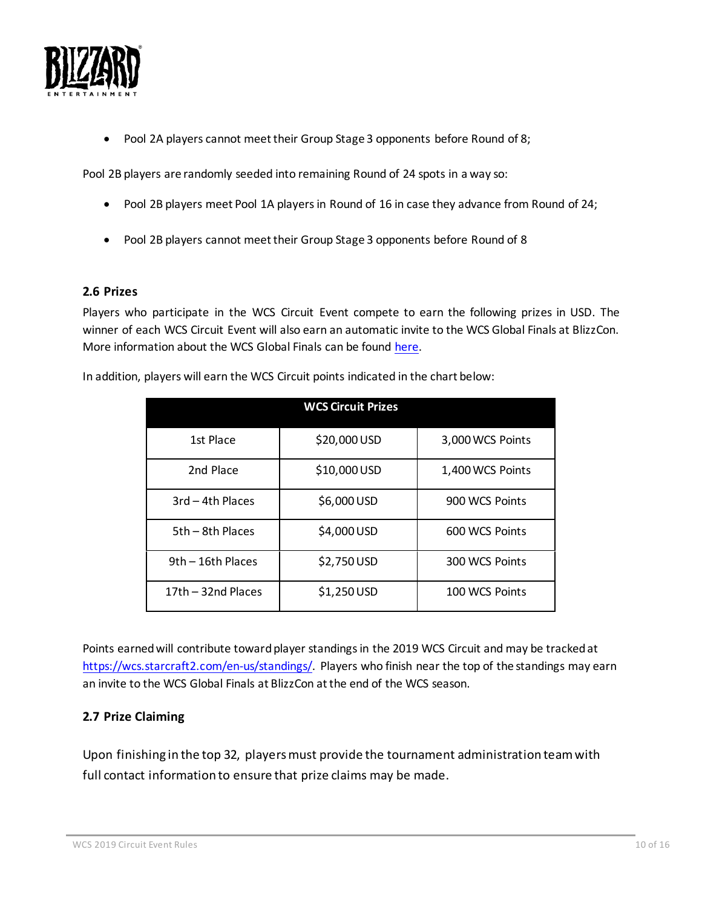- Pool 2A players cannot meet their Group Stage 3 opponents before Round of 8;

Pool 2B players are randomly seeded into remaining Round of 24 spots in a way so:

- Pool 2B players meet Pool 1A players in Round of 16 in case they advance from Round of 24;
- Pool 2B players cannot meet their Group Stage 3 opponents before Round of 8

### 2.6 Prizes

Players who participate in the WCS Circuit Event compete to earn the following prizes in USD. The winner of each WCS Circuit Event will also earn an automatic invite to the WCS Global Finals at BlizzCon. More information about the WCS Global Finals can be found here.

In addition, players will earn the WCS Circuit points indicated in the chart below:

| WCS Circuit Prizes | | |
|---|---|---|
| 1st Place | $20,000 USD | 3,000 WCS Points |
| 2nd Place | $10,000 USD | 1,400 WCS Points |
| 3rd – 4th Places | $6,000 USD | 900 WCS Points |
| 5th – 8th Places | $4,000 USD | 600 WCS Points |
| 9th – 16th Places | $2,750 USD | 300 WCS Points |
| 17th – 32nd Places | $1,250 USD | 100 WCS Points |

Points earned will contribute toward player standings in the 2019 WCS Circuit and may be tracked at https://wcs.starcraft2.com/en-us/standings/. Players who finish near the top of the standings may earn an invite to the WCS Global Finals at BlizzCon at the end of the WCS season.

### 2.7 Prize Claiming

Upon finishing in the top 32, players must provide the tournament administration team with full contact information to ensure that prize claims may be made.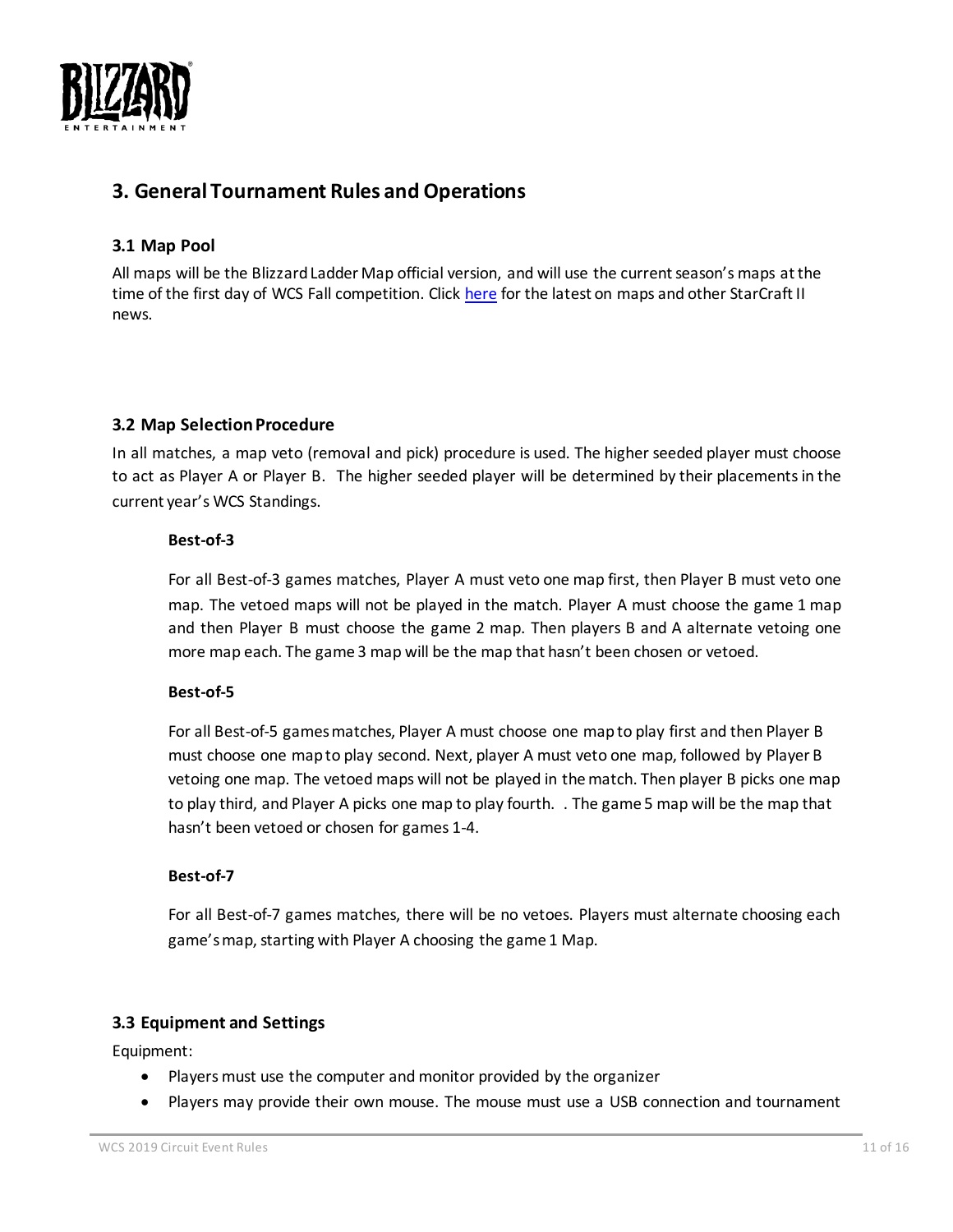## 3. General Tournament Rules and Operations

### 3.1 Map Pool

All maps will be the Blizzard Ladder Map official version, and will use the current season's maps at the time of the first day of WCS Fall competition. Click [here]() for the latest on maps and other StarCraft II news.

### 3.2 Map Selection Procedure

In all matches, a map veto (removal and pick) procedure is used. The higher seeded player must choose to act as Player A or Player B. The higher seeded player will be determined by their placements in the current year's WCS Standings.

**Best-of-3**

For all Best-of-3 games matches, Player A must veto one map first, then Player B must veto one map. The vetoed maps will not be played in the match. Player A must choose the game 1 map and then Player B must choose the game 2 map. Then players B and A alternate vetoing one more map each. The game 3 map will be the map that hasn't been chosen or vetoed.

**Best-of-5**

For all Best-of-5 games matches, Player A must choose one map to play first and then Player B must choose one map to play second. Next, player A must veto one map, followed by Player B vetoing one map. The vetoed maps will not be played in the match. Then player B picks one map to play third, and Player A picks one map to play fourth. . The game 5 map will be the map that hasn't been vetoed or chosen for games 1-4.

**Best-of-7**

For all Best-of-7 games matches, there will be no vetoes. Players must alternate choosing each game's map, starting with Player A choosing the game 1 Map.

### 3.3 Equipment and Settings

Equipment:

- Players must use the computer and monitor provided by the organizer
- Players may provide their own mouse. The mouse must use a USB connection and tournament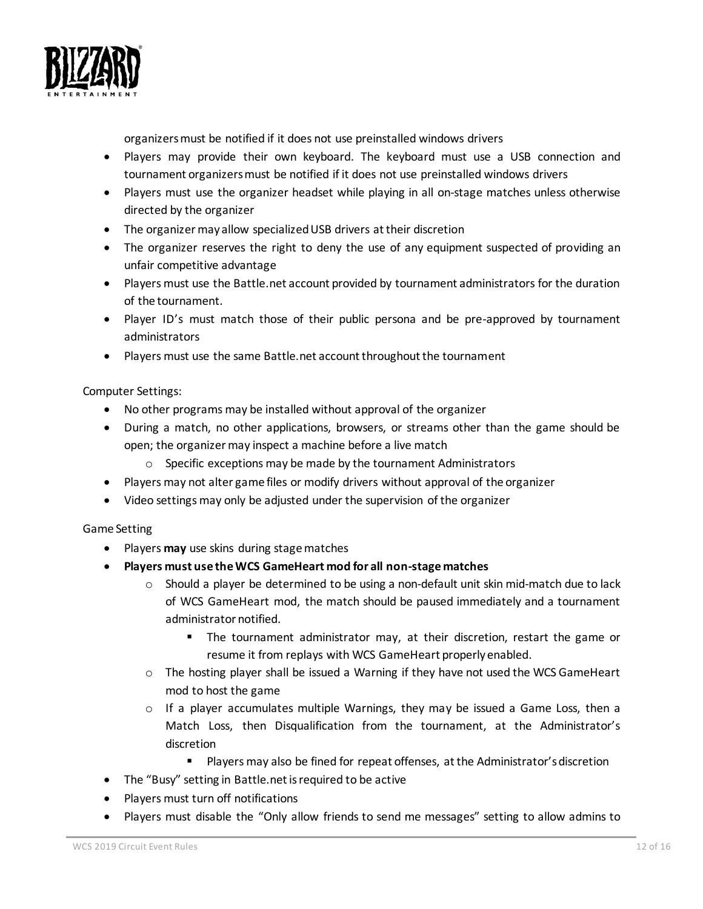organizers must be notified if it does not use preinstalled windows drivers

- Players may provide their own keyboard. The keyboard must use a USB connection and tournament organizers must be notified if it does not use preinstalled windows drivers
- Players must use the organizer headset while playing in all on-stage matches unless otherwise directed by the organizer
- The organizer may allow specialized USB drivers at their discretion
- The organizer reserves the right to deny the use of any equipment suspected of providing an unfair competitive advantage
- Players must use the Battle.net account provided by tournament administrators for the duration of the tournament.
- Player ID's must match those of their public persona and be pre-approved by tournament administrators
- Players must use the same Battle.net account throughout the tournament

Computer Settings:

- No other programs may be installed without approval of the organizer
- During a match, no other applications, browsers, or streams other than the game should be open; the organizer may inspect a machine before a live match
  - Specific exceptions may be made by the tournament Administrators
- Players may not alter game files or modify drivers without approval of the organizer
- Video settings may only be adjusted under the supervision of the organizer

Game Setting

- Players **may** use skins during stage matches
- **Players must use the WCS GameHeart mod for all non-stage matches**
  - Should a player be determined to be using a non-default unit skin mid-match due to lack of WCS GameHeart mod, the match should be paused immediately and a tournament administrator notified.
    - The tournament administrator may, at their discretion, restart the game or resume it from replays with WCS GameHeart properly enabled.
  - The hosting player shall be issued a Warning if they have not used the WCS GameHeart mod to host the game
  - If a player accumulates multiple Warnings, they may be issued a Game Loss, then a Match Loss, then Disqualification from the tournament, at the Administrator's discretion
    - Players may also be fined for repeat offenses, at the Administrator's discretion
- The "Busy" setting in Battle.net is required to be active
- Players must turn off notifications
- Players must disable the "Only allow friends to send me messages" setting to allow admins to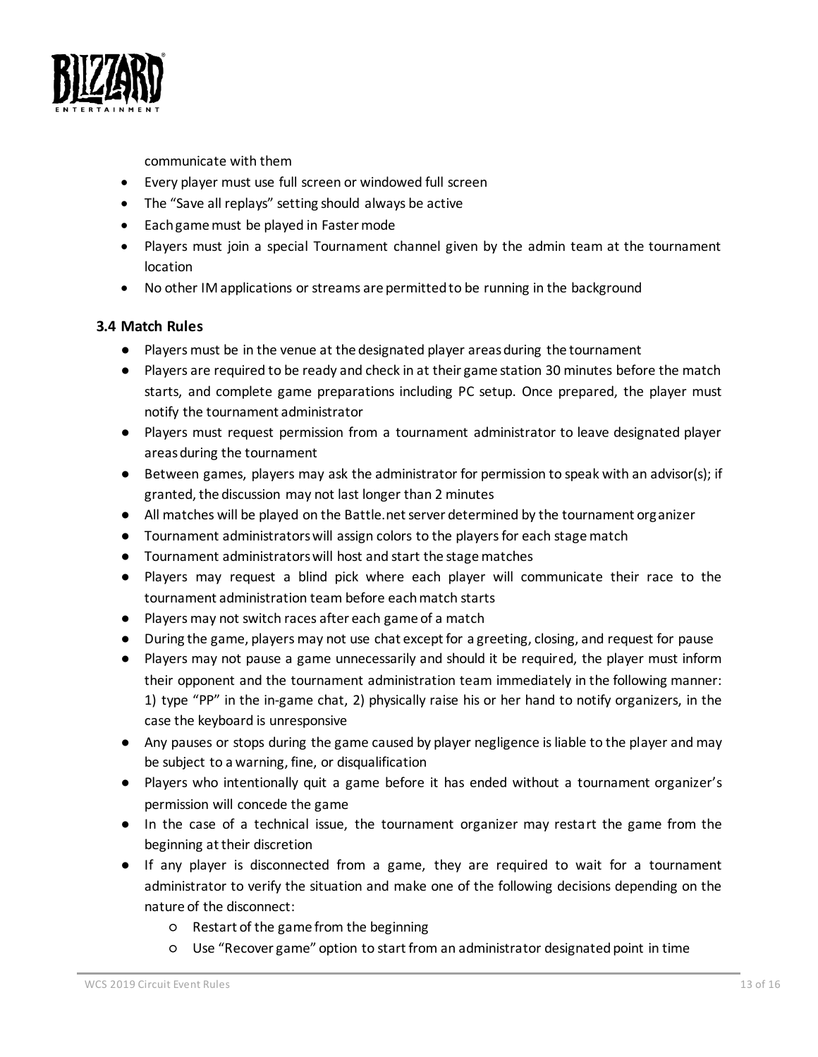communicate with them

- Every player must use full screen or windowed full screen
- The "Save all replays" setting should always be active
- Each game must be played in Faster mode
- Players must join a special Tournament channel given by the admin team at the tournament location
- No other IM applications or streams are permitted to be running in the background

### 3.4 Match Rules

- Players must be in the venue at the designated player areas during the tournament
- Players are required to be ready and check in at their game station 30 minutes before the match starts, and complete game preparations including PC setup. Once prepared, the player must notify the tournament administrator
- Players must request permission from a tournament administrator to leave designated player areas during the tournament
- Between games, players may ask the administrator for permission to speak with an advisor(s); if granted, the discussion may not last longer than 2 minutes
- All matches will be played on the Battle.net server determined by the tournament organizer
- Tournament administrators will assign colors to the players for each stage match
- Tournament administrators will host and start the stage matches
- Players may request a blind pick where each player will communicate their race to the tournament administration team before each match starts
- Players may not switch races after each game of a match
- During the game, players may not use chat except for a greeting, closing, and request for pause
- Players may not pause a game unnecessarily and should it be required, the player must inform their opponent and the tournament administration team immediately in the following manner: 1) type "PP" in the in-game chat, 2) physically raise his or her hand to notify organizers, in the case the keyboard is unresponsive
- Any pauses or stops during the game caused by player negligence is liable to the player and may be subject to a warning, fine, or disqualification
- Players who intentionally quit a game before it has ended without a tournament organizer's permission will concede the game
- In the case of a technical issue, the tournament organizer may restart the game from the beginning at their discretion
- If any player is disconnected from a game, they are required to wait for a tournament administrator to verify the situation and make one of the following decisions depending on the nature of the disconnect:
    - Restart of the game from the beginning
    - Use "Recover game" option to start from an administrator designated point in time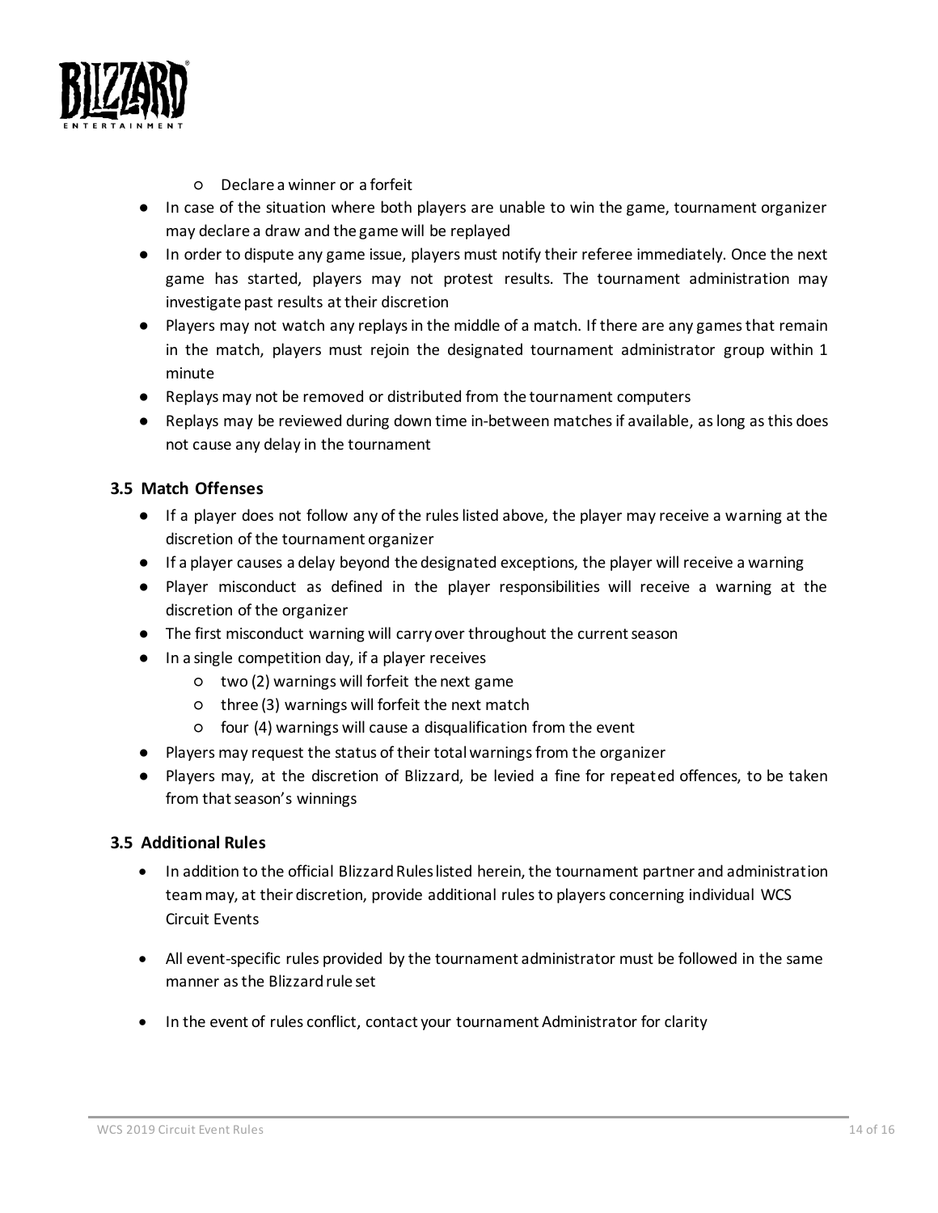- Declare a winner or a forfeit
- In case of the situation where both players are unable to win the game, tournament organizer may declare a draw and the game will be replayed
- In order to dispute any game issue, players must notify their referee immediately. Once the next game has started, players may not protest results. The tournament administration may investigate past results at their discretion
- Players may not watch any replays in the middle of a match. If there are any games that remain in the match, players must rejoin the designated tournament administrator group within 1 minute
- Replays may not be removed or distributed from the tournament computers
- Replays may be reviewed during down time in-between matches if available, as long as this does not cause any delay in the tournament

### 3.5 Match Offenses

- If a player does not follow any of the rules listed above, the player may receive a warning at the discretion of the tournament organizer
- If a player causes a delay beyond the designated exceptions, the player will receive a warning
- Player misconduct as defined in the player responsibilities will receive a warning at the discretion of the organizer
- The first misconduct warning will carry over throughout the current season
- In a single competition day, if a player receives
  - two (2) warnings will forfeit the next game
  - three (3) warnings will forfeit the next match
  - four (4) warnings will cause a disqualification from the event
- Players may request the status of their total warnings from the organizer
- Players may, at the discretion of Blizzard, be levied a fine for repeated offences, to be taken from that season's winnings

### 3.5 Additional Rules

- In addition to the official Blizzard Rules listed herein, the tournament partner and administration team may, at their discretion, provide additional rules to players concerning individual WCS Circuit Events
- All event-specific rules provided by the tournament administrator must be followed in the same manner as the Blizzard rule set
- In the event of rules conflict, contact your tournament Administrator for clarity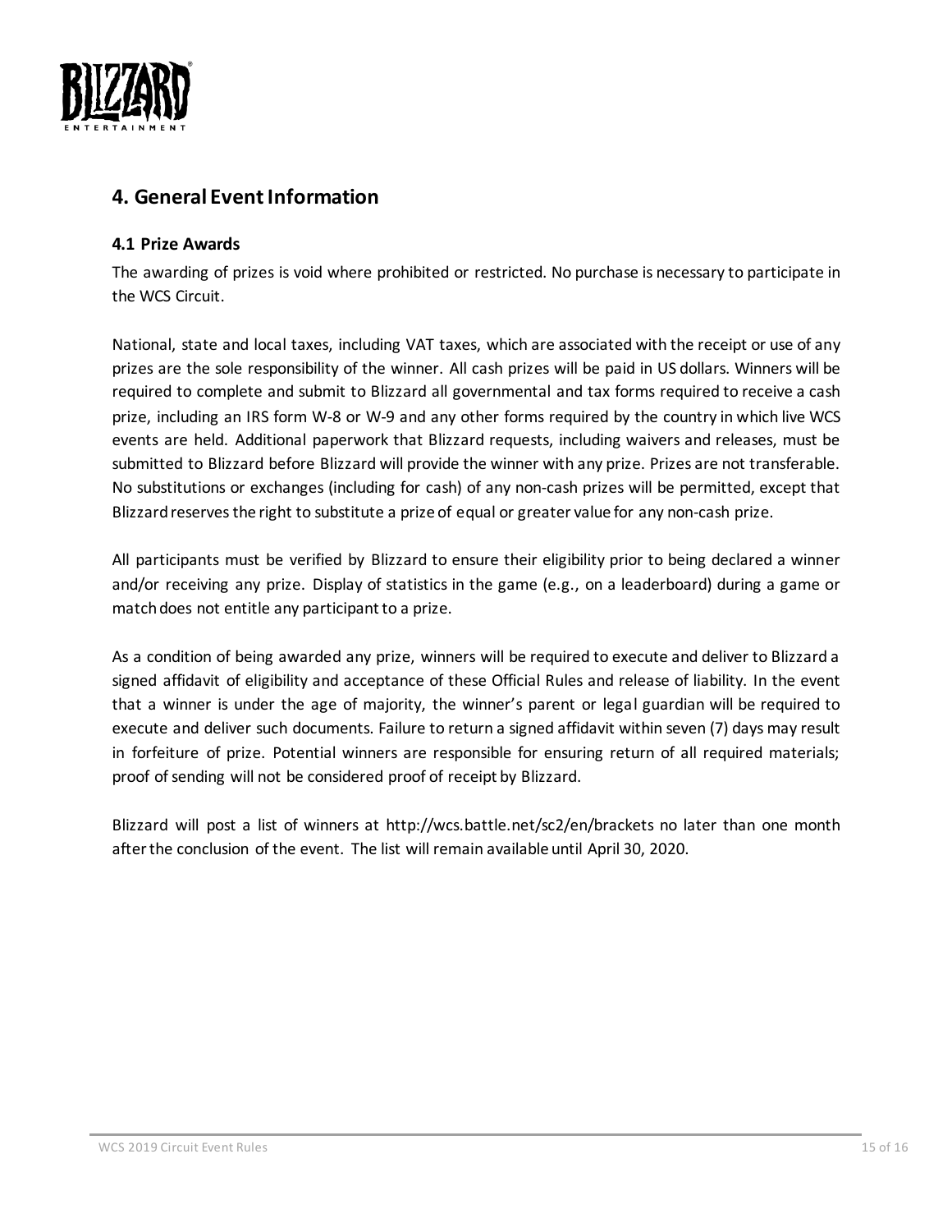## 4. General Event Information

### 4.1 Prize Awards

The awarding of prizes is void where prohibited or restricted. No purchase is necessary to participate in the WCS Circuit.

National, state and local taxes, including VAT taxes, which are associated with the receipt or use of any prizes are the sole responsibility of the winner. All cash prizes will be paid in US dollars. Winners will be required to complete and submit to Blizzard all governmental and tax forms required to receive a cash prize, including an IRS form W-8 or W-9 and any other forms required by the country in which live WCS events are held. Additional paperwork that Blizzard requests, including waivers and releases, must be submitted to Blizzard before Blizzard will provide the winner with any prize. Prizes are not transferable. No substitutions or exchanges (including for cash) of any non-cash prizes will be permitted, except that Blizzard reserves the right to substitute a prize of equal or greater value for any non-cash prize.

All participants must be verified by Blizzard to ensure their eligibility prior to being declared a winner and/or receiving any prize. Display of statistics in the game (e.g., on a leaderboard) during a game or match does not entitle any participant to a prize.

As a condition of being awarded any prize, winners will be required to execute and deliver to Blizzard a signed affidavit of eligibility and acceptance of these Official Rules and release of liability. In the event that a winner is under the age of majority, the winner's parent or legal guardian will be required to execute and deliver such documents. Failure to return a signed affidavit within seven (7) days may result in forfeiture of prize. Potential winners are responsible for ensuring return of all required materials; proof of sending will not be considered proof of receipt by Blizzard.

Blizzard will post a list of winners at http://wcs.battle.net/sc2/en/brackets no later than one month after the conclusion of the event. The list will remain available until April 30, 2020.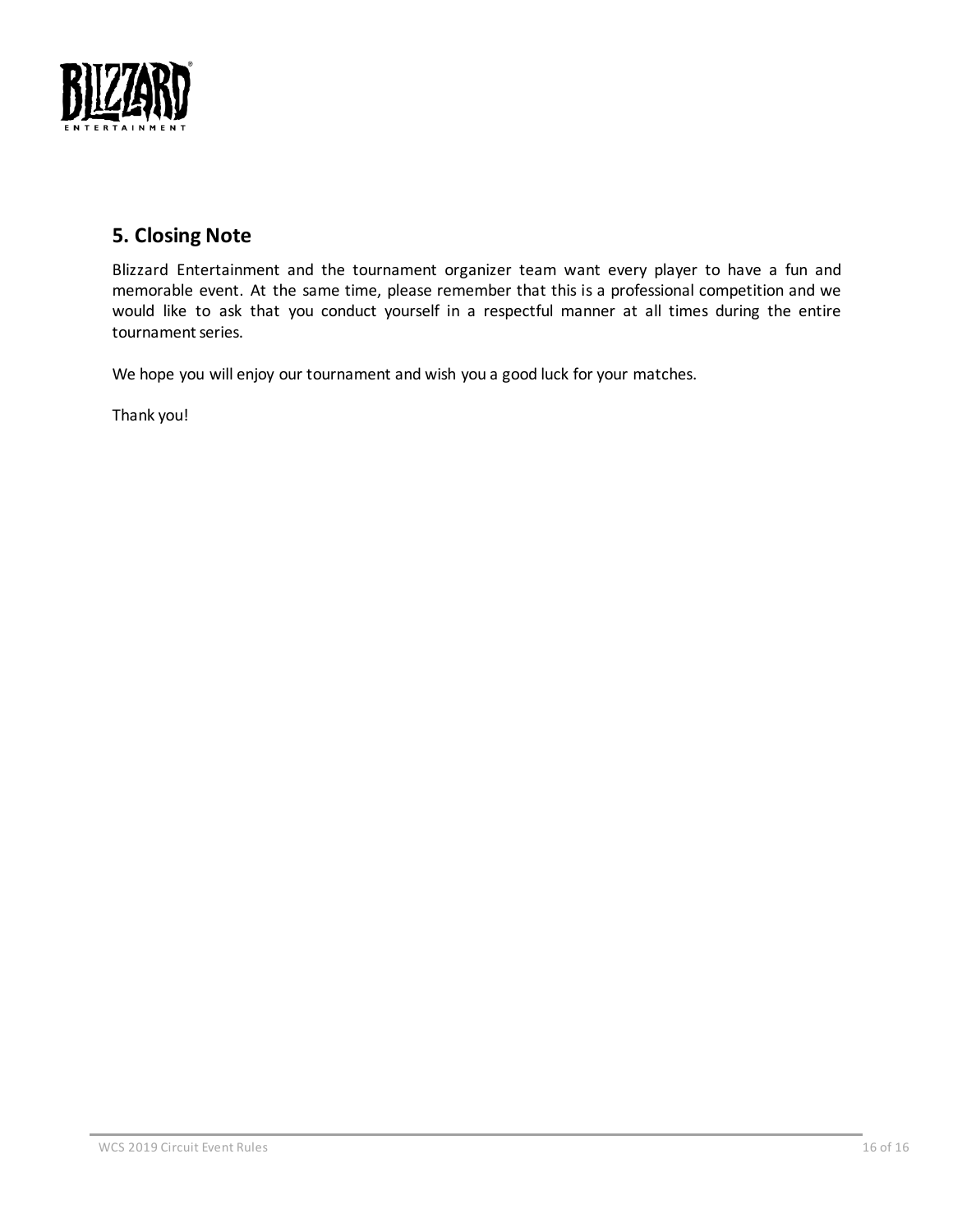## 5. Closing Note

Blizzard Entertainment and the tournament organizer team want every player to have a fun and memorable event. At the same time, please remember that this is a professional competition and we would like to ask that you conduct yourself in a respectful manner at all times during the entire tournament series.

We hope you will enjoy our tournament and wish you a good luck for your matches.

Thank you!